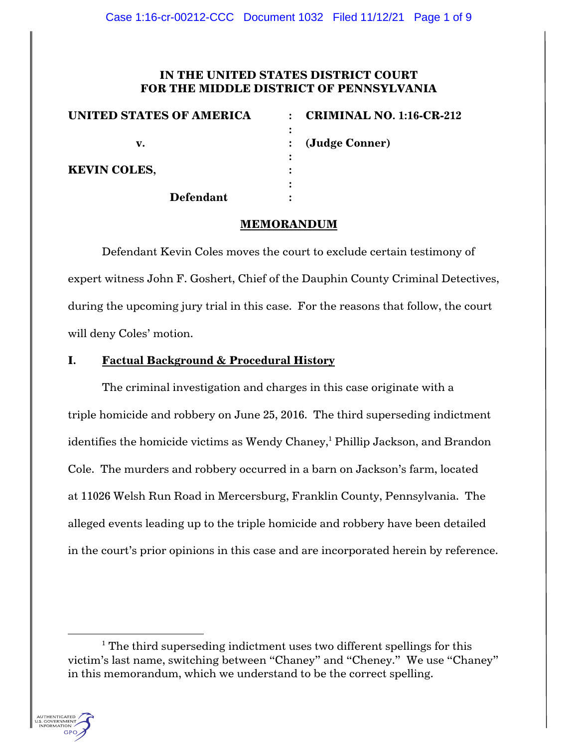# IN THE UNITED STATES DISTRICT COURT FOR THE MIDDLE DISTRICT OF PENNSYLVANIA

| | | |
|---|---|---|
| **UNITED STATES OF AMERICA** | : | **CRIMINAL NO. 1:16-CR-212** |
| | : | |
| **v.** | : | **(Judge Conner)** |
| | : | |
| **KEVIN COLES,** | : | |
| | : | |
| **Defendant** | : | |

## MEMORANDUM

Defendant Kevin Coles moves the court to exclude certain testimony of expert witness John F. Goshert, Chief of the Dauphin County Criminal Detectives, during the upcoming jury trial in this case. For the reasons that follow, the court will deny Coles' motion.

## I. Factual Background & Procedural History

The criminal investigation and charges in this case originate with a triple homicide and robbery on June 25, 2016. The third superseding indictment identifies the homicide victims as Wendy Chaney,[1] Phillip Jackson, and Brandon Cole. The murders and robbery occurred in a barn on Jackson's farm, located at 11026 Welsh Run Road in Mercersburg, Franklin County, Pennsylvania. The alleged events leading up to the triple homicide and robbery have been detailed in the court's prior opinions in this case and are incorporated herein by reference.

---

[1] The third superseding indictment uses two different spellings for this victim's last name, switching between "Chaney" and "Cheney." We use "Chaney" in this memorandum, which we understand to be the correct spelling.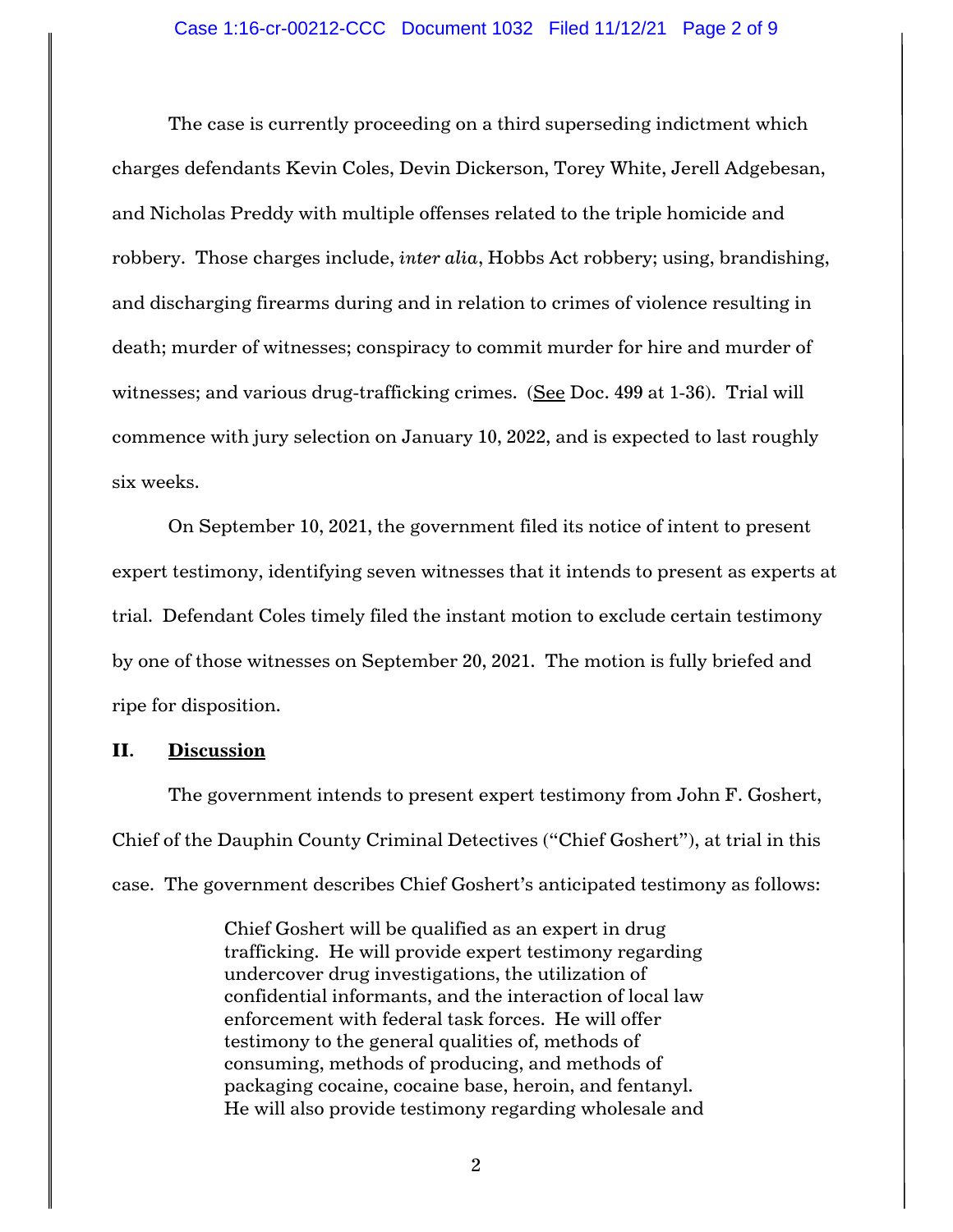The case is currently proceeding on a third superseding indictment which charges defendants Kevin Coles, Devin Dickerson, Torey White, Jerell Adgebesan, and Nicholas Preddy with multiple offenses related to the triple homicide and robbery. Those charges include, *inter alia*, Hobbs Act robbery; using, brandishing, and discharging firearms during and in relation to crimes of violence resulting in death; murder of witnesses; conspiracy to commit murder for hire and murder of witnesses; and various drug-trafficking crimes. (See Doc. 499 at 1-36). Trial will commence with jury selection on January 10, 2022, and is expected to last roughly six weeks.

On September 10, 2021, the government filed its notice of intent to present expert testimony, identifying seven witnesses that it intends to present as experts at trial. Defendant Coles timely filed the instant motion to exclude certain testimony by one of those witnesses on September 20, 2021. The motion is fully briefed and ripe for disposition.

## II. Discussion

The government intends to present expert testimony from John F. Goshert, Chief of the Dauphin County Criminal Detectives ("Chief Goshert"), at trial in this case. The government describes Chief Goshert's anticipated testimony as follows:

> Chief Goshert will be qualified as an expert in drug trafficking. He will provide expert testimony regarding undercover drug investigations, the utilization of confidential informants, and the interaction of local law enforcement with federal task forces. He will offer testimony to the general qualities of, methods of consuming, methods of producing, and methods of packaging cocaine, cocaine base, heroin, and fentanyl. He will also provide testimony regarding wholesale and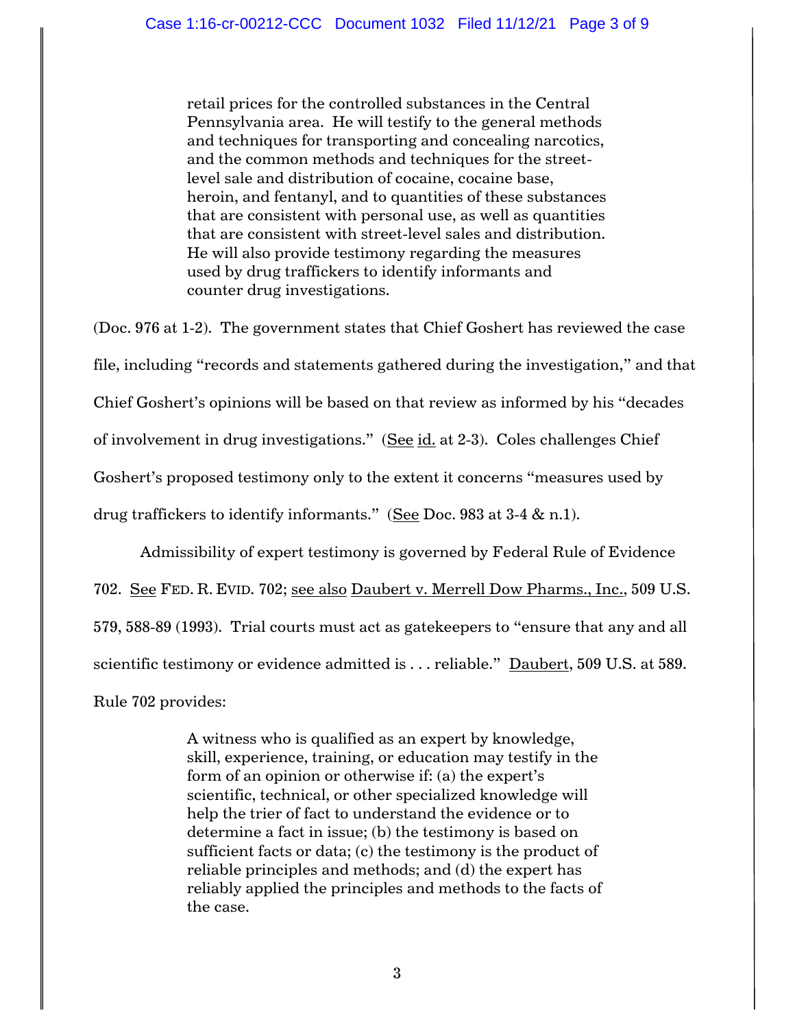> retail prices for the controlled substances in the Central Pennsylvania area. He will testify to the general methods and techniques for transporting and concealing narcotics, and the common methods and techniques for the street-level sale and distribution of cocaine, cocaine base, heroin, and fentanyl, and to quantities of these substances that are consistent with personal use, as well as quantities that are consistent with street-level sales and distribution. He will also provide testimony regarding the measures used by drug traffickers to identify informants and counter drug investigations.

(Doc. 976 at 1-2). The government states that Chief Goshert has reviewed the case file, including "records and statements gathered during the investigation," and that Chief Goshert's opinions will be based on that review as informed by his "decades of involvement in drug investigations." (See id. at 2-3). Coles challenges Chief Goshert's proposed testimony only to the extent it concerns "measures used by drug traffickers to identify informants." (See Doc. 983 at 3-4 & n.1).

Admissibility of expert testimony is governed by Federal Rule of Evidence 702. See FED. R. EVID. 702; see also Daubert v. Merrell Dow Pharms., Inc., 509 U.S. 579, 588-89 (1993). Trial courts must act as gatekeepers to "ensure that any and all scientific testimony or evidence admitted is . . . reliable." Daubert, 509 U.S. at 589. Rule 702 provides:

> A witness who is qualified as an expert by knowledge, skill, experience, training, or education may testify in the form of an opinion or otherwise if: (a) the expert's scientific, technical, or other specialized knowledge will help the trier of fact to understand the evidence or to determine a fact in issue; (b) the testimony is based on sufficient facts or data; (c) the testimony is the product of reliable principles and methods; and (d) the expert has reliably applied the principles and methods to the facts of the case.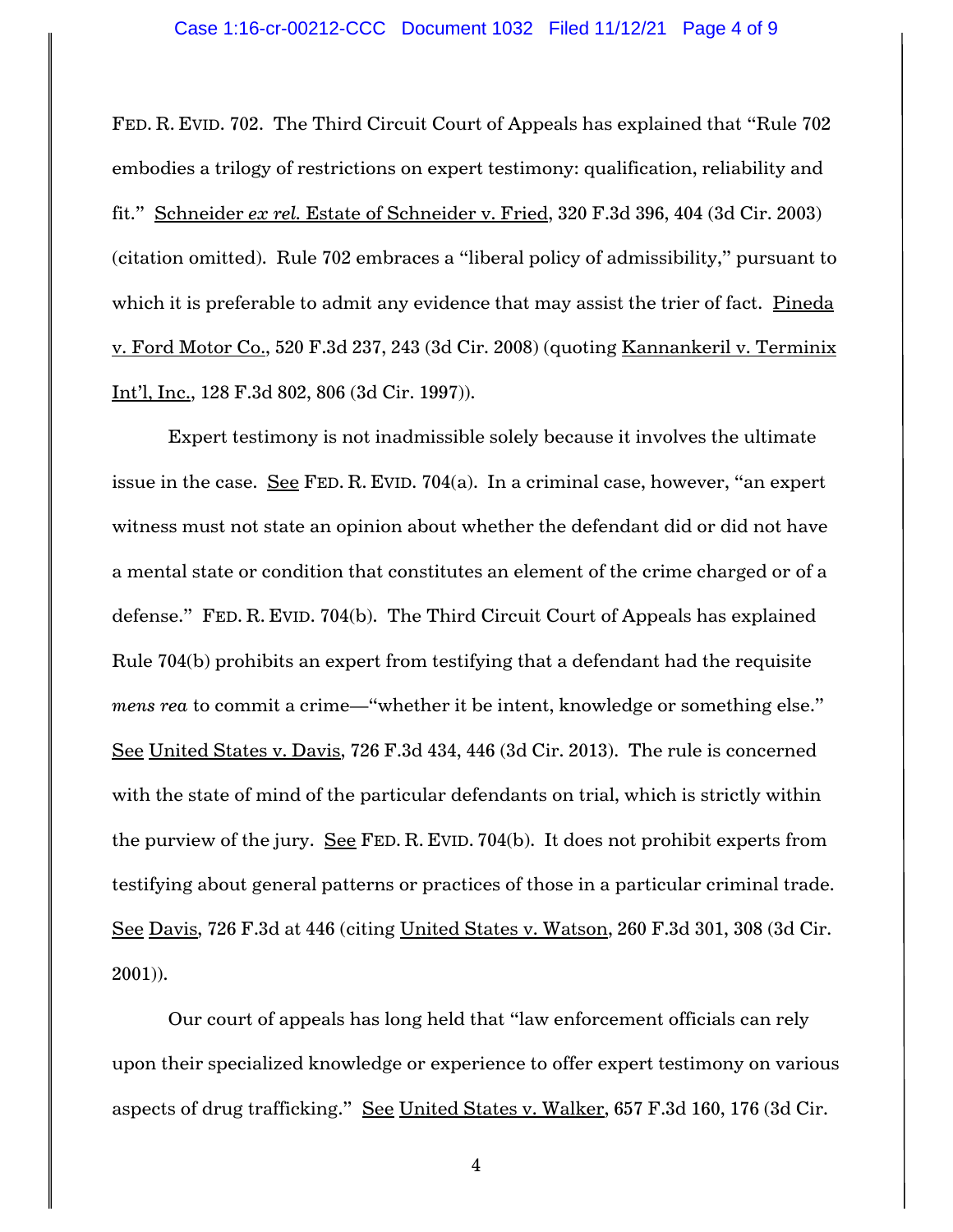FED. R. EVID. 702. The Third Circuit Court of Appeals has explained that "Rule 702 embodies a trilogy of restrictions on expert testimony: qualification, reliability and fit." Schneider *ex rel.* Estate of Schneider v. Fried, 320 F.3d 396, 404 (3d Cir. 2003) (citation omitted). Rule 702 embraces a "liberal policy of admissibility," pursuant to which it is preferable to admit any evidence that may assist the trier of fact. Pineda v. Ford Motor Co., 520 F.3d 237, 243 (3d Cir. 2008) (quoting Kannankeril v. Terminix Int'l, Inc., 128 F.3d 802, 806 (3d Cir. 1997)).

Expert testimony is not inadmissible solely because it involves the ultimate issue in the case. See FED. R. EVID. 704(a). In a criminal case, however, "an expert witness must not state an opinion about whether the defendant did or did not have a mental state or condition that constitutes an element of the crime charged or of a defense." FED. R. EVID. 704(b). The Third Circuit Court of Appeals has explained Rule 704(b) prohibits an expert from testifying that a defendant had the requisite *mens rea* to commit a crime—"whether it be intent, knowledge or something else." See United States v. Davis, 726 F.3d 434, 446 (3d Cir. 2013). The rule is concerned with the state of mind of the particular defendants on trial, which is strictly within the purview of the jury. See FED. R. EVID. 704(b). It does not prohibit experts from testifying about general patterns or practices of those in a particular criminal trade. See Davis, 726 F.3d at 446 (citing United States v. Watson, 260 F.3d 301, 308 (3d Cir. 2001)).

Our court of appeals has long held that "law enforcement officials can rely upon their specialized knowledge or experience to offer expert testimony on various aspects of drug trafficking." See United States v. Walker, 657 F.3d 160, 176 (3d Cir.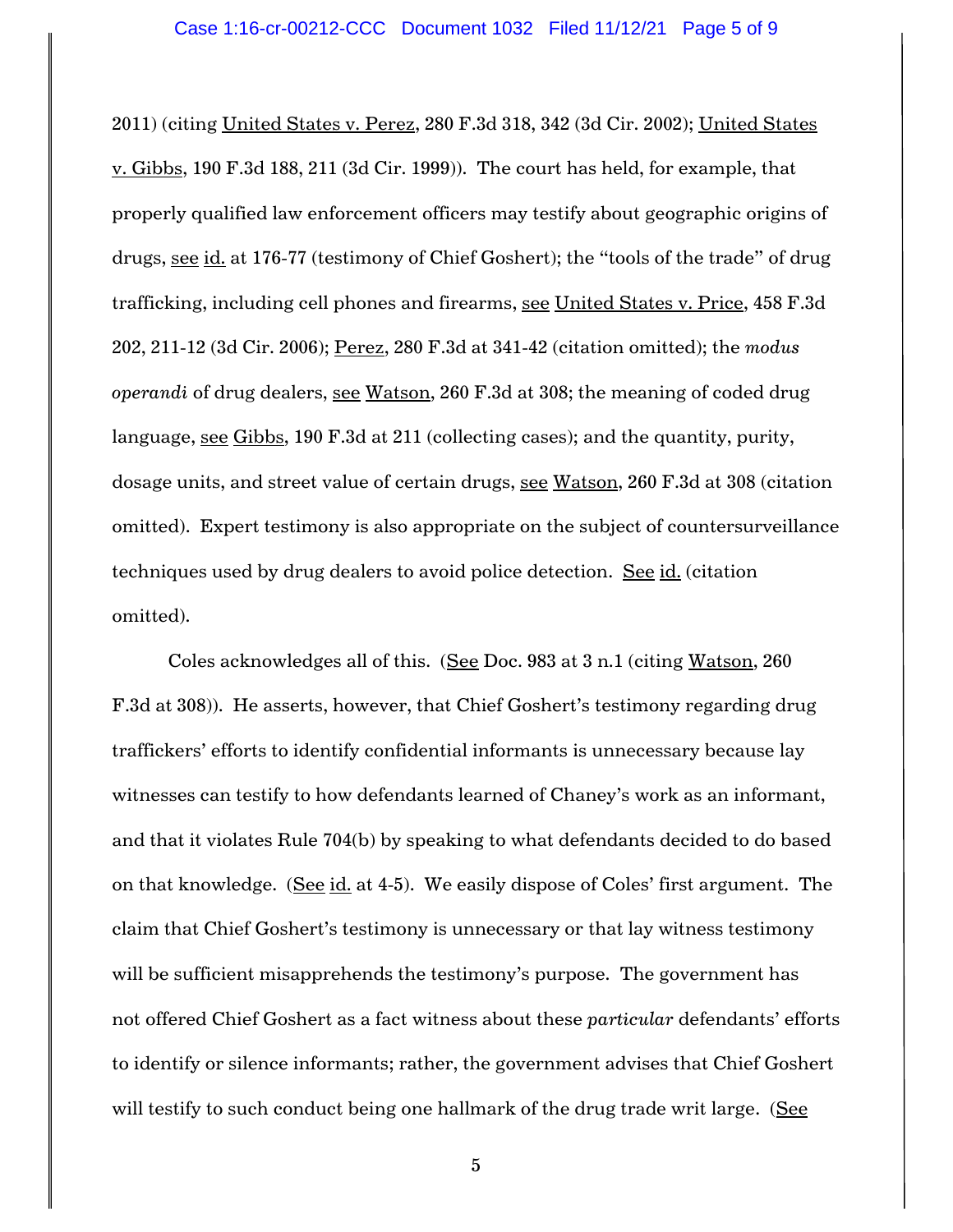2011) (citing United States v. Perez, 280 F.3d 318, 342 (3d Cir. 2002); United States v. Gibbs, 190 F.3d 188, 211 (3d Cir. 1999)). The court has held, for example, that properly qualified law enforcement officers may testify about geographic origins of drugs, see id. at 176-77 (testimony of Chief Goshert); the "tools of the trade" of drug trafficking, including cell phones and firearms, see United States v. Price, 458 F.3d 202, 211-12 (3d Cir. 2006); Perez, 280 F.3d at 341-42 (citation omitted); the *modus operandi* of drug dealers, see Watson, 260 F.3d at 308; the meaning of coded drug language, see Gibbs, 190 F.3d at 211 (collecting cases); and the quantity, purity, dosage units, and street value of certain drugs, see Watson, 260 F.3d at 308 (citation omitted). Expert testimony is also appropriate on the subject of countersurveillance techniques used by drug dealers to avoid police detection. See id. (citation omitted).

Coles acknowledges all of this. (See Doc. 983 at 3 n.1 (citing Watson, 260 F.3d at 308)). He asserts, however, that Chief Goshert's testimony regarding drug traffickers' efforts to identify confidential informants is unnecessary because lay witnesses can testify to how defendants learned of Chaney's work as an informant, and that it violates Rule 704(b) by speaking to what defendants decided to do based on that knowledge. (See id. at 4-5). We easily dispose of Coles' first argument. The claim that Chief Goshert's testimony is unnecessary or that lay witness testimony will be sufficient misapprehends the testimony's purpose. The government has not offered Chief Goshert as a fact witness about these *particular* defendants' efforts to identify or silence informants; rather, the government advises that Chief Goshert will testify to such conduct being one hallmark of the drug trade writ large. (See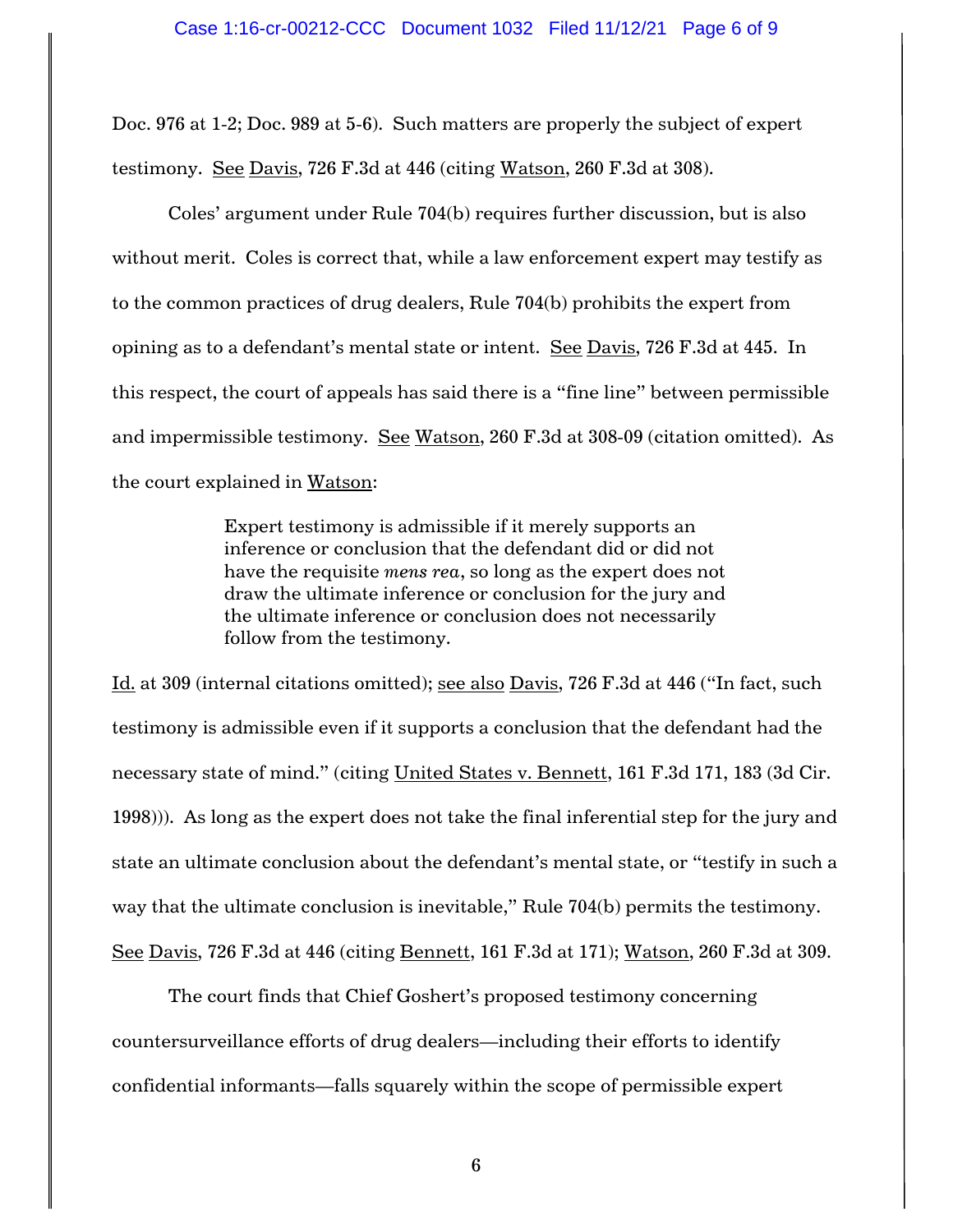Doc. 976 at 1-2; Doc. 989 at 5-6). Such matters are properly the subject of expert testimony. See Davis, 726 F.3d at 446 (citing Watson, 260 F.3d at 308).

Coles' argument under Rule 704(b) requires further discussion, but is also without merit. Coles is correct that, while a law enforcement expert may testify as to the common practices of drug dealers, Rule 704(b) prohibits the expert from opining as to a defendant's mental state or intent. See Davis, 726 F.3d at 445. In this respect, the court of appeals has said there is a "fine line" between permissible and impermissible testimony. See Watson, 260 F.3d at 308-09 (citation omitted). As the court explained in Watson:

> Expert testimony is admissible if it merely supports an inference or conclusion that the defendant did or did not have the requisite *mens rea*, so long as the expert does not draw the ultimate inference or conclusion for the jury and the ultimate inference or conclusion does not necessarily follow from the testimony.

Id. at 309 (internal citations omitted); see also Davis, 726 F.3d at 446 ("In fact, such testimony is admissible even if it supports a conclusion that the defendant had the necessary state of mind." (citing United States v. Bennett, 161 F.3d 171, 183 (3d Cir. 1998))). As long as the expert does not take the final inferential step for the jury and state an ultimate conclusion about the defendant's mental state, or "testify in such a way that the ultimate conclusion is inevitable," Rule 704(b) permits the testimony. See Davis, 726 F.3d at 446 (citing Bennett, 161 F.3d at 171); Watson, 260 F.3d at 309.

The court finds that Chief Goshert's proposed testimony concerning countersurveillance efforts of drug dealers—including their efforts to identify confidential informants—falls squarely within the scope of permissible expert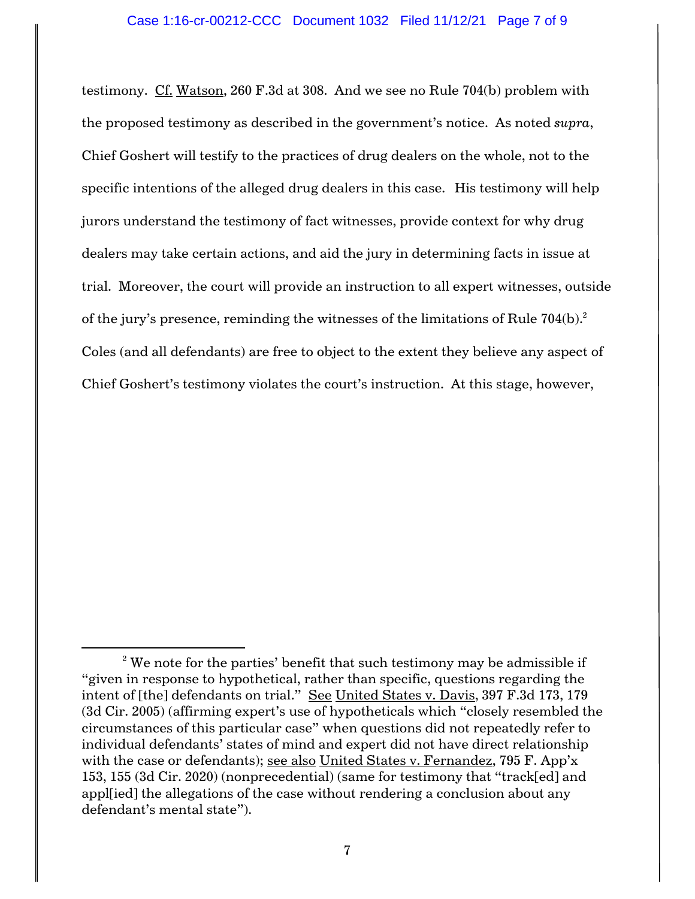testimony. Cf. Watson, 260 F.3d at 308. And we see no Rule 704(b) problem with the proposed testimony as described in the government's notice. As noted *supra*, Chief Goshert will testify to the practices of drug dealers on the whole, not to the specific intentions of the alleged drug dealers in this case. His testimony will help jurors understand the testimony of fact witnesses, provide context for why drug dealers may take certain actions, and aid the jury in determining facts in issue at trial. Moreover, the court will provide an instruction to all expert witnesses, outside of the jury's presence, reminding the witnesses of the limitations of Rule 704(b).[2] Coles (and all defendants) are free to object to the extent they believe any aspect of Chief Goshert's testimony violates the court's instruction. At this stage, however,

---

[2] We note for the parties' benefit that such testimony may be admissible if "given in response to hypothetical, rather than specific, questions regarding the intent of [the] defendants on trial." See United States v. Davis, 397 F.3d 173, 179 (3d Cir. 2005) (affirming expert's use of hypotheticals which "closely resembled the circumstances of this particular case" when questions did not repeatedly refer to individual defendants' states of mind and expert did not have direct relationship with the case or defendants); see also United States v. Fernandez, 795 F. App'x 153, 155 (3d Cir. 2020) (nonprecedential) (same for testimony that "track[ed] and appl[ied] the allegations of the case without rendering a conclusion about any defendant's mental state").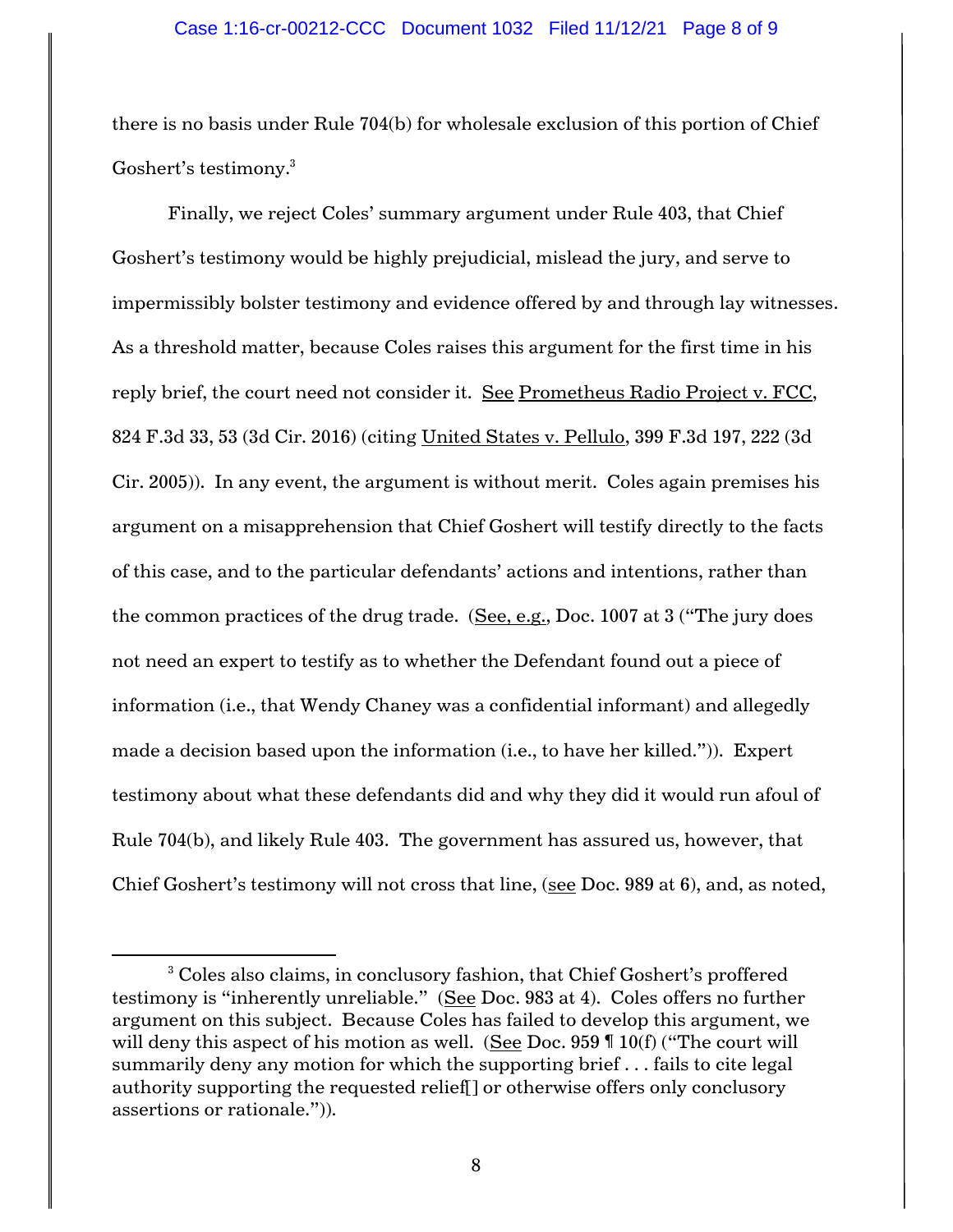there is no basis under Rule 704(b) for wholesale exclusion of this portion of Chief Goshert's testimony.[3]

Finally, we reject Coles' summary argument under Rule 403, that Chief Goshert's testimony would be highly prejudicial, mislead the jury, and serve to impermissibly bolster testimony and evidence offered by and through lay witnesses. As a threshold matter, because Coles raises this argument for the first time in his reply brief, the court need not consider it. See Prometheus Radio Project v. FCC, 824 F.3d 33, 53 (3d Cir. 2016) (citing United States v. Pellulo, 399 F.3d 197, 222 (3d Cir. 2005)). In any event, the argument is without merit. Coles again premises his argument on a misapprehension that Chief Goshert will testify directly to the facts of this case, and to the particular defendants' actions and intentions, rather than the common practices of the drug trade. (See, e.g., Doc. 1007 at 3 ("The jury does not need an expert to testify as to whether the Defendant found out a piece of information (i.e., that Wendy Chaney was a confidential informant) and allegedly made a decision based upon the information (i.e., to have her killed.")). Expert testimony about what these defendants did and why they did it would run afoul of Rule 704(b), and likely Rule 403. The government has assured us, however, that Chief Goshert's testimony will not cross that line, (see Doc. 989 at 6), and, as noted,

[3] Coles also claims, in conclusory fashion, that Chief Goshert's proffered testimony is "inherently unreliable." (See Doc. 983 at 4). Coles offers no further argument on this subject. Because Coles has failed to develop this argument, we will deny this aspect of his motion as well. (See Doc. 959 ¶ 10(f) ("The court will summarily deny any motion for which the supporting brief . . . fails to cite legal authority supporting the requested relief[] or otherwise offers only conclusory assertions or rationale.")).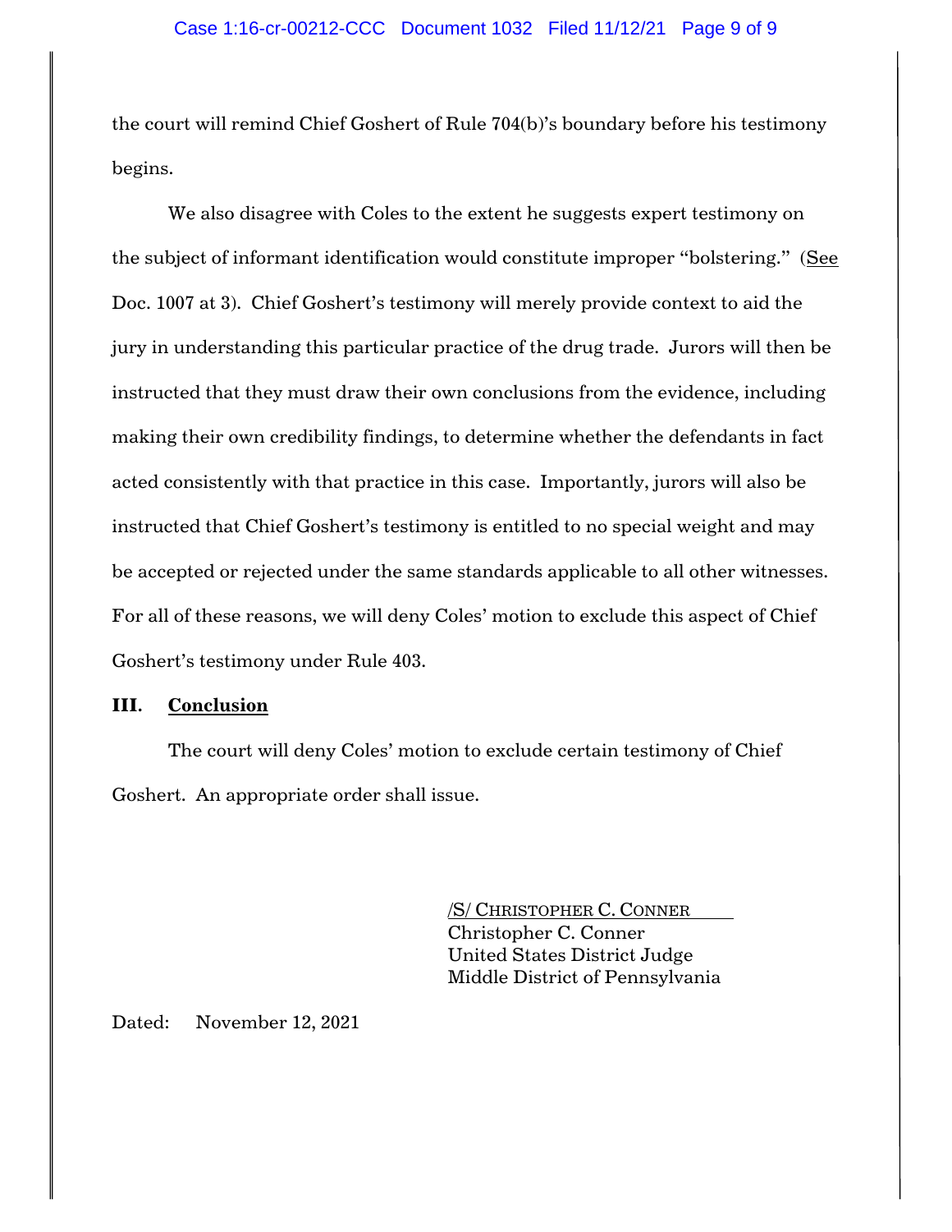the court will remind Chief Goshert of Rule 704(b)'s boundary before his testimony begins.

We also disagree with Coles to the extent he suggests expert testimony on the subject of informant identification would constitute improper "bolstering." (See Doc. 1007 at 3). Chief Goshert's testimony will merely provide context to aid the jury in understanding this particular practice of the drug trade. Jurors will then be instructed that they must draw their own conclusions from the evidence, including making their own credibility findings, to determine whether the defendants in fact acted consistently with that practice in this case. Importantly, jurors will also be instructed that Chief Goshert's testimony is entitled to no special weight and may be accepted or rejected under the same standards applicable to all other witnesses. For all of these reasons, we will deny Coles' motion to exclude this aspect of Chief Goshert's testimony under Rule 403.

## III. Conclusion

The court will deny Coles' motion to exclude certain testimony of Chief Goshert. An appropriate order shall issue.

/S/ CHRISTOPHER C. CONNER
Christopher C. Conner
United States District Judge
Middle District of Pennsylvania

Dated: November 12, 2021